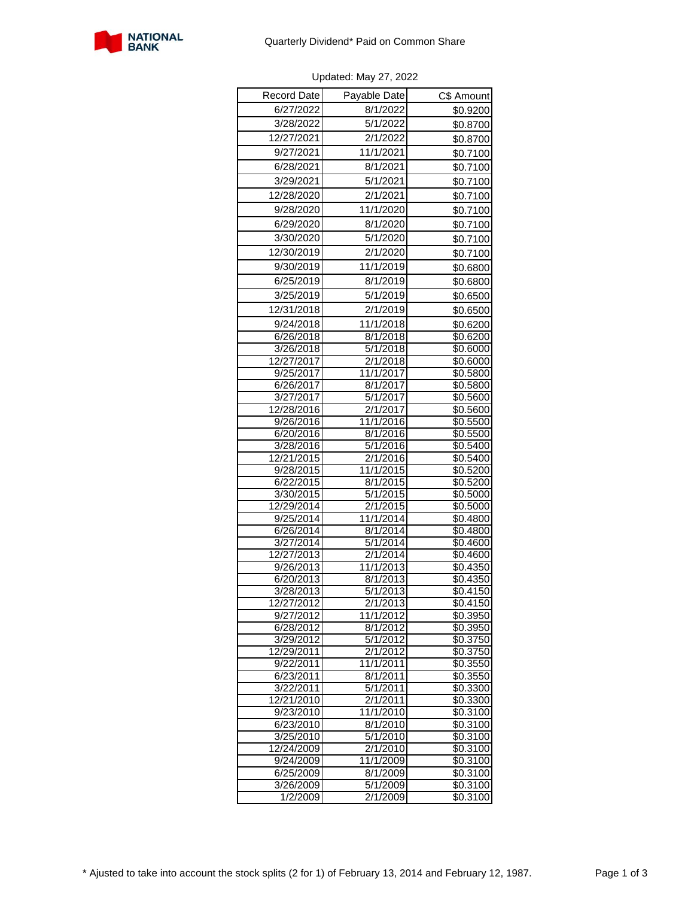NATIONAL BANK

# Quarterly Dividend* Paid on Common Share

Updated: May 27, 2022

| Record Date | Payable Date | C$ Amount |
| --- | --- | --- |
| 6/27/2022 | 8/1/2022 | $0.9200 |
| 3/28/2022 | 5/1/2022 | $0.8700 |
| 12/27/2021 | 2/1/2022 | $0.8700 |
| 9/27/2021 | 11/1/2021 | $0.7100 |
| 6/28/2021 | 8/1/2021 | $0.7100 |
| 3/29/2021 | 5/1/2021 | $0.7100 |
| 12/28/2020 | 2/1/2021 | $0.7100 |
| 9/28/2020 | 11/1/2020 | $0.7100 |
| 6/29/2020 | 8/1/2020 | $0.7100 |
| 3/30/2020 | 5/1/2020 | $0.7100 |
| 12/30/2019 | 2/1/2020 | $0.7100 |
| 9/30/2019 | 11/1/2019 | $0.6800 |
| 6/25/2019 | 8/1/2019 | $0.6800 |
| 3/25/2019 | 5/1/2019 | $0.6500 |
| 12/31/2018 | 2/1/2019 | $0.6500 |
| 9/24/2018 | 11/1/2018 | $0.6200 |
| 6/26/2018 | 8/1/2018 | $0.6200 |
| 3/26/2018 | 5/1/2018 | $0.6000 |
| 12/27/2017 | 2/1/2018 | $0.6000 |
| 9/25/2017 | 11/1/2017 | $0.5800 |
| 6/26/2017 | 8/1/2017 | $0.5800 |
| 3/27/2017 | 5/1/2017 | $0.5600 |
| 12/28/2016 | 2/1/2017 | $0.5600 |
| 9/26/2016 | 11/1/2016 | $0.5500 |
| 6/20/2016 | 8/1/2016 | $0.5500 |
| 3/28/2016 | 5/1/2016 | $0.5400 |
| 12/21/2015 | 2/1/2016 | $0.5400 |
| 9/28/2015 | 11/1/2015 | $0.5200 |
| 6/22/2015 | 8/1/2015 | $0.5200 |
| 3/30/2015 | 5/1/2015 | $0.5000 |
| 12/29/2014 | 2/1/2015 | $0.5000 |
| 9/25/2014 | 11/1/2014 | $0.4800 |
| 6/26/2014 | 8/1/2014 | $0.4800 |
| 3/27/2014 | 5/1/2014 | $0.4600 |
| 12/27/2013 | 2/1/2014 | $0.4600 |
| 9/26/2013 | 11/1/2013 | $0.4350 |
| 6/20/2013 | 8/1/2013 | $0.4350 |
| 3/28/2013 | 5/1/2013 | $0.4150 |
| 12/27/2012 | 2/1/2013 | $0.4150 |
| 9/27/2012 | 11/1/2012 | $0.3950 |
| 6/28/2012 | 8/1/2012 | $0.3950 |
| 3/29/2012 | 5/1/2012 | $0.3750 |
| 12/29/2011 | 2/1/2012 | $0.3750 |
| 9/22/2011 | 11/1/2011 | $0.3550 |
| 6/23/2011 | 8/1/2011 | $0.3550 |
| 3/22/2011 | 5/1/2011 | $0.3300 |
| 12/21/2010 | 2/1/2011 | $0.3300 |
| 9/23/2010 | 11/1/2010 | $0.3100 |
| 6/23/2010 | 8/1/2010 | $0.3100 |
| 3/25/2010 | 5/1/2010 | $0.3100 |
| 12/24/2009 | 2/1/2010 | $0.3100 |
| 9/24/2009 | 11/1/2009 | $0.3100 |
| 6/25/2009 | 8/1/2009 | $0.3100 |
| 3/26/2009 | 5/1/2009 | $0.3100 |
| 1/2/2009 | 2/1/2009 | $0.3100 |

* Ajusted to take into account the stock splits (2 for 1) of February 13, 2014 and February 12, 1987.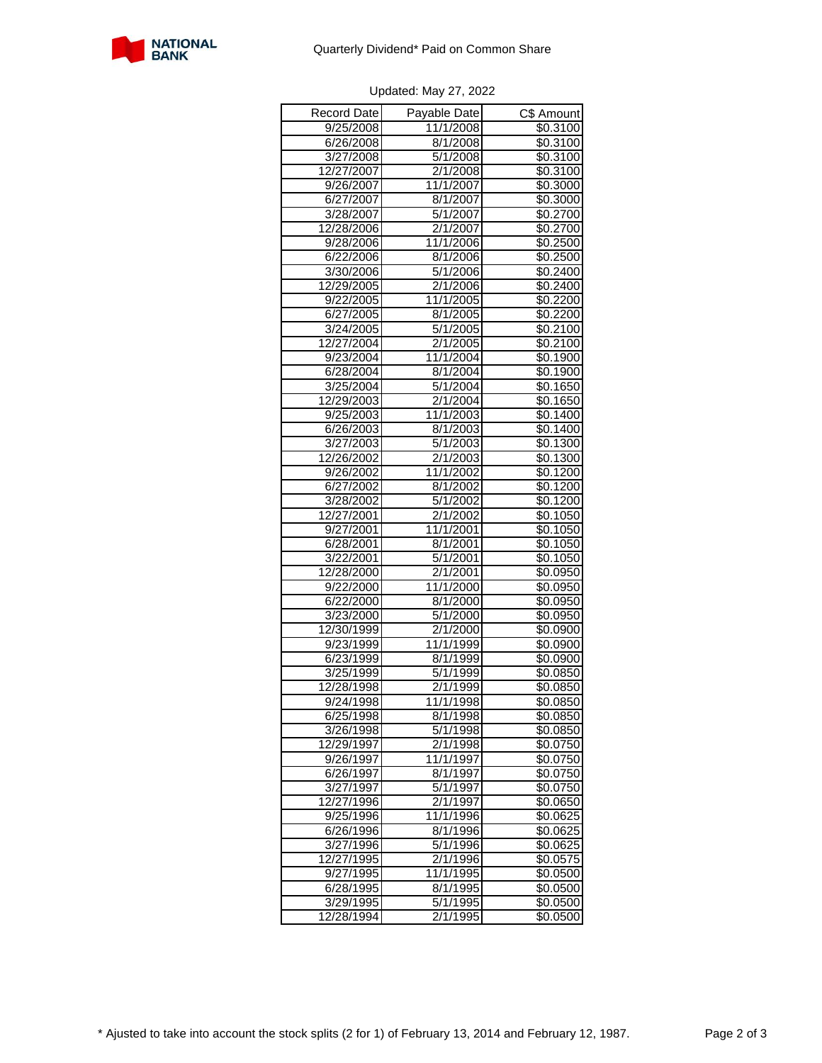Quarterly Dividend* Paid on Common Share

Updated: May 27, 2022

| Record Date | Payable Date | C$ Amount |
|---|---|---|
| 9/25/2008 | 11/1/2008 | $0.3100 |
| 6/26/2008 | 8/1/2008 | $0.3100 |
| 3/27/2008 | 5/1/2008 | $0.3100 |
| 12/27/2007 | 2/1/2008 | $0.3100 |
| 9/26/2007 | 11/1/2007 | $0.3000 |
| 6/27/2007 | 8/1/2007 | $0.3000 |
| 3/28/2007 | 5/1/2007 | $0.2700 |
| 12/28/2006 | 2/1/2007 | $0.2700 |
| 9/28/2006 | 11/1/2006 | $0.2500 |
| 6/22/2006 | 8/1/2006 | $0.2500 |
| 3/30/2006 | 5/1/2006 | $0.2400 |
| 12/29/2005 | 2/1/2006 | $0.2400 |
| 9/22/2005 | 11/1/2005 | $0.2200 |
| 6/27/2005 | 8/1/2005 | $0.2200 |
| 3/24/2005 | 5/1/2005 | $0.2100 |
| 12/27/2004 | 2/1/2005 | $0.2100 |
| 9/23/2004 | 11/1/2004 | $0.1900 |
| 6/28/2004 | 8/1/2004 | $0.1900 |
| 3/25/2004 | 5/1/2004 | $0.1650 |
| 12/29/2003 | 2/1/2004 | $0.1650 |
| 9/25/2003 | 11/1/2003 | $0.1400 |
| 6/26/2003 | 8/1/2003 | $0.1400 |
| 3/27/2003 | 5/1/2003 | $0.1300 |
| 12/26/2002 | 2/1/2003 | $0.1300 |
| 9/26/2002 | 11/1/2002 | $0.1200 |
| 6/27/2002 | 8/1/2002 | $0.1200 |
| 3/28/2002 | 5/1/2002 | $0.1200 |
| 12/27/2001 | 2/1/2002 | $0.1050 |
| 9/27/2001 | 11/1/2001 | $0.1050 |
| 6/28/2001 | 8/1/2001 | $0.1050 |
| 3/22/2001 | 5/1/2001 | $0.1050 |
| 12/28/2000 | 2/1/2001 | $0.0950 |
| 9/22/2000 | 11/1/2000 | $0.0950 |
| 6/22/2000 | 8/1/2000 | $0.0950 |
| 3/23/2000 | 5/1/2000 | $0.0950 |
| 12/30/1999 | 2/1/2000 | $0.0900 |
| 9/23/1999 | 11/1/1999 | $0.0900 |
| 6/23/1999 | 8/1/1999 | $0.0900 |
| 3/25/1999 | 5/1/1999 | $0.0850 |
| 12/28/1998 | 2/1/1999 | $0.0850 |
| 9/24/1998 | 11/1/1998 | $0.0850 |
| 6/25/1998 | 8/1/1998 | $0.0850 |
| 3/26/1998 | 5/1/1998 | $0.0850 |
| 12/29/1997 | 2/1/1998 | $0.0750 |
| 9/26/1997 | 11/1/1997 | $0.0750 |
| 6/26/1997 | 8/1/1997 | $0.0750 |
| 3/27/1997 | 5/1/1997 | $0.0750 |
| 12/27/1996 | 2/1/1997 | $0.0650 |
| 9/25/1996 | 11/1/1996 | $0.0625 |
| 6/26/1996 | 8/1/1996 | $0.0625 |
| 3/27/1996 | 5/1/1996 | $0.0625 |
| 12/27/1995 | 2/1/1996 | $0.0575 |
| 9/27/1995 | 11/1/1995 | $0.0500 |
| 6/28/1995 | 8/1/1995 | $0.0500 |
| 3/29/1995 | 5/1/1995 | $0.0500 |
| 12/28/1994 | 2/1/1995 | $0.0500 |

* Ajusted to take into account the stock splits (2 for 1) of February 13, 2014 and February 12, 1987.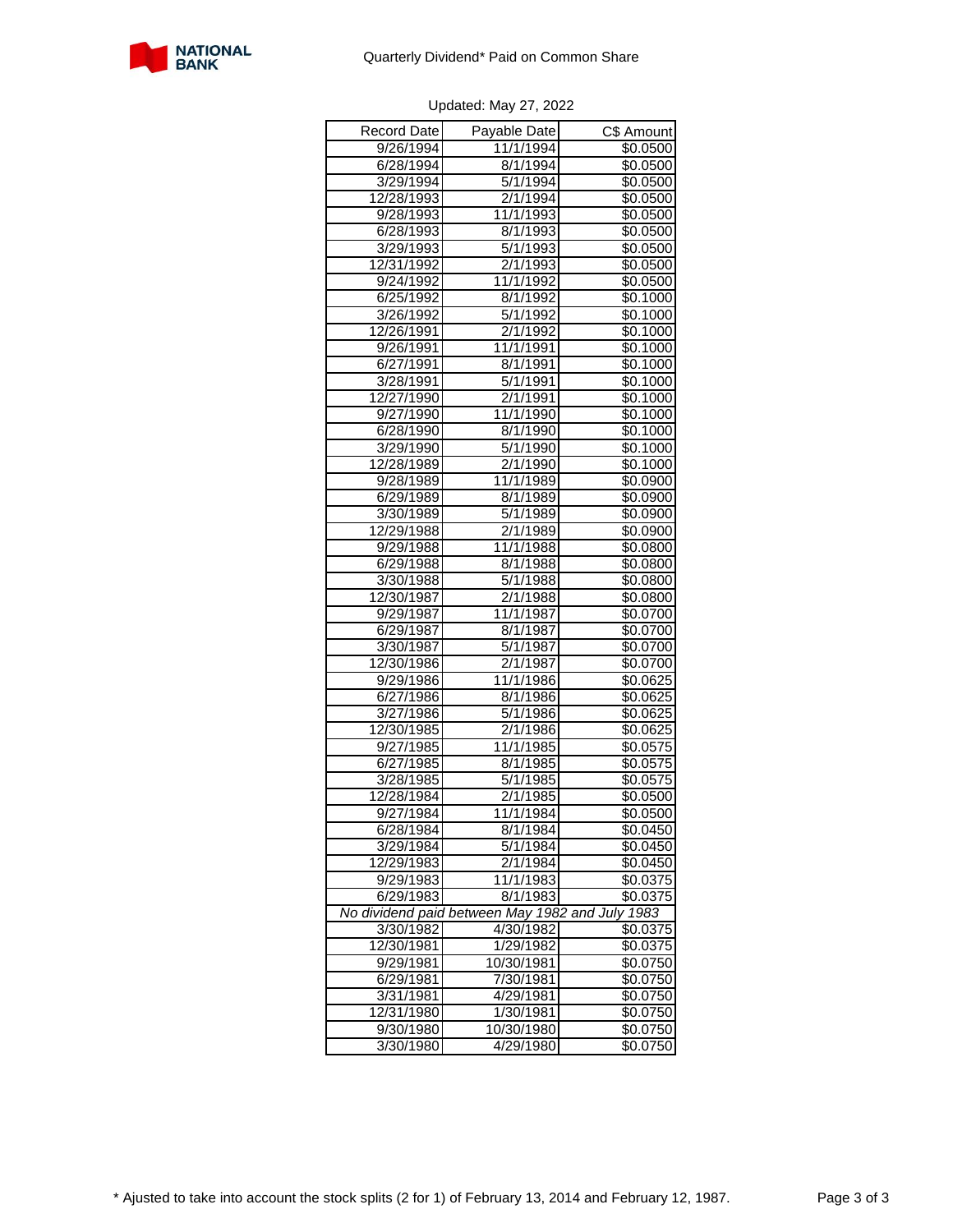Quarterly Dividend* Paid on Common Share

Updated: May 27, 2022

| Record Date | Payable Date | C$ Amount |
|---|---|---|
| 9/26/1994 | 11/1/1994 | $0.0500 |
| 6/28/1994 | 8/1/1994 | $0.0500 |
| 3/29/1994 | 5/1/1994 | $0.0500 |
| 12/28/1993 | 2/1/1994 | $0.0500 |
| 9/28/1993 | 11/1/1993 | $0.0500 |
| 6/28/1993 | 8/1/1993 | $0.0500 |
| 3/29/1993 | 5/1/1993 | $0.0500 |
| 12/31/1992 | 2/1/1993 | $0.0500 |
| 9/24/1992 | 11/1/1992 | $0.0500 |
| 6/25/1992 | 8/1/1992 | $0.1000 |
| 3/26/1992 | 5/1/1992 | $0.1000 |
| 12/26/1991 | 2/1/1992 | $0.1000 |
| 9/26/1991 | 11/1/1991 | $0.1000 |
| 6/27/1991 | 8/1/1991 | $0.1000 |
| 3/28/1991 | 5/1/1991 | $0.1000 |
| 12/27/1990 | 2/1/1991 | $0.1000 |
| 9/27/1990 | 11/1/1990 | $0.1000 |
| 6/28/1990 | 8/1/1990 | $0.1000 |
| 3/29/1990 | 5/1/1990 | $0.1000 |
| 12/28/1989 | 2/1/1990 | $0.1000 |
| 9/28/1989 | 11/1/1989 | $0.0900 |
| 6/29/1989 | 8/1/1989 | $0.0900 |
| 3/30/1989 | 5/1/1989 | $0.0900 |
| 12/29/1988 | 2/1/1989 | $0.0900 |
| 9/29/1988 | 11/1/1988 | $0.0800 |
| 6/29/1988 | 8/1/1988 | $0.0800 |
| 3/30/1988 | 5/1/1988 | $0.0800 |
| 12/30/1987 | 2/1/1988 | $0.0800 |
| 9/29/1987 | 11/1/1987 | $0.0700 |
| 6/29/1987 | 8/1/1987 | $0.0700 |
| 3/30/1987 | 5/1/1987 | $0.0700 |
| 12/30/1986 | 2/1/1987 | $0.0700 |
| 9/29/1986 | 11/1/1986 | $0.0625 |
| 6/27/1986 | 8/1/1986 | $0.0625 |
| 3/27/1986 | 5/1/1986 | $0.0625 |
| 12/30/1985 | 2/1/1986 | $0.0625 |
| 9/27/1985 | 11/1/1985 | $0.0575 |
| 6/27/1985 | 8/1/1985 | $0.0575 |
| 3/28/1985 | 5/1/1985 | $0.0575 |
| 12/28/1984 | 2/1/1985 | $0.0500 |
| 9/27/1984 | 11/1/1984 | $0.0500 |
| 6/28/1984 | 8/1/1984 | $0.0450 |
| 3/29/1984 | 5/1/1984 | $0.0450 |
| 12/29/1983 | 2/1/1984 | $0.0450 |
| 9/29/1983 | 11/1/1983 | $0.0375 |
| 6/29/1983 | 8/1/1983 | $0.0375 |
| *No dividend paid between May 1982 and July 1983* | | |
| 3/30/1982 | 4/30/1982 | $0.0375 |
| 12/30/1981 | 1/29/1982 | $0.0375 |
| 9/29/1981 | 10/30/1981 | $0.0750 |
| 6/29/1981 | 7/30/1981 | $0.0750 |
| 3/31/1981 | 4/29/1981 | $0.0750 |
| 12/31/1980 | 1/30/1981 | $0.0750 |
| 9/30/1980 | 10/30/1980 | $0.0750 |
| 3/30/1980 | 4/29/1980 | $0.0750 |

* Ajusted to take into account the stock splits (2 for 1) of February 13, 2014 and February 12, 1987.